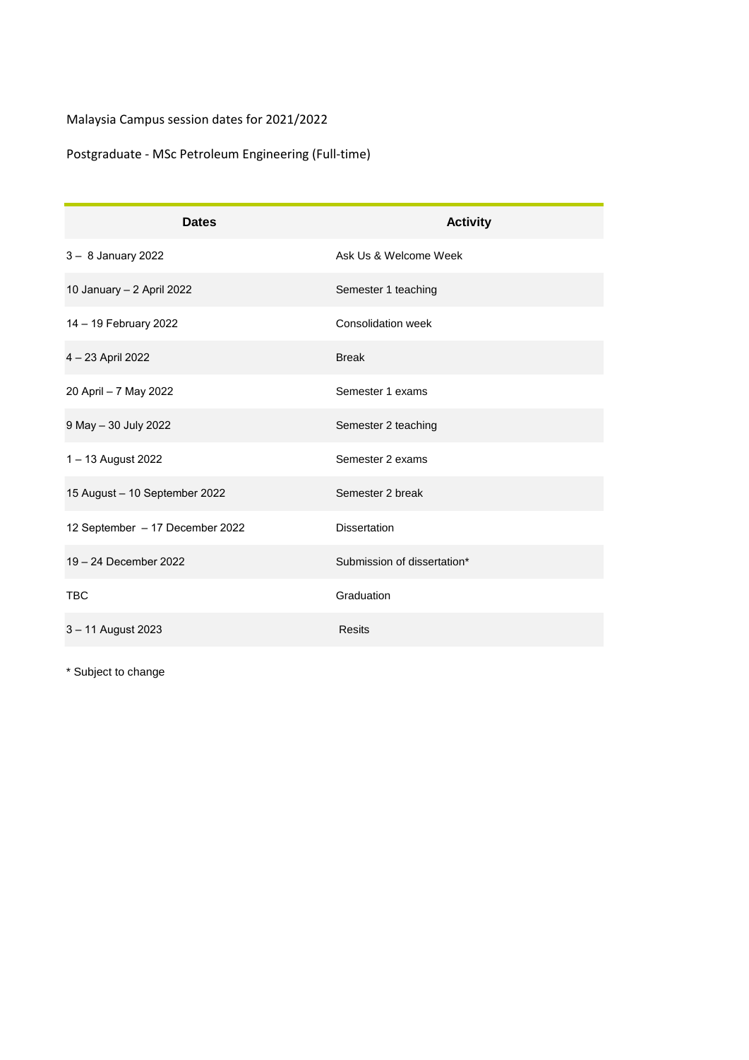Malaysia Campus session dates for 2021/2022

Postgraduate - MSc Petroleum Engineering (Full-time)

| Dates | Activity |
|---|---|
| 3 – 8 January 2022 | Ask Us & Welcome Week |
| 10 January – 2 April 2022 | Semester 1 teaching |
| 14 – 19 February 2022 | Consolidation week |
| 4 – 23 April 2022 | Break |
| 20 April – 7 May 2022 | Semester 1 exams |
| 9 May – 30 July 2022 | Semester 2 teaching |
| 1 – 13 August 2022 | Semester 2 exams |
| 15 August – 10 September 2022 | Semester 2 break |
| 12 September – 17 December 2022 | Dissertation |
| 19 – 24 December 2022 | Submission of dissertation* |
| TBC | Graduation |
| 3 – 11 August 2023 | Resits |

* Subject to change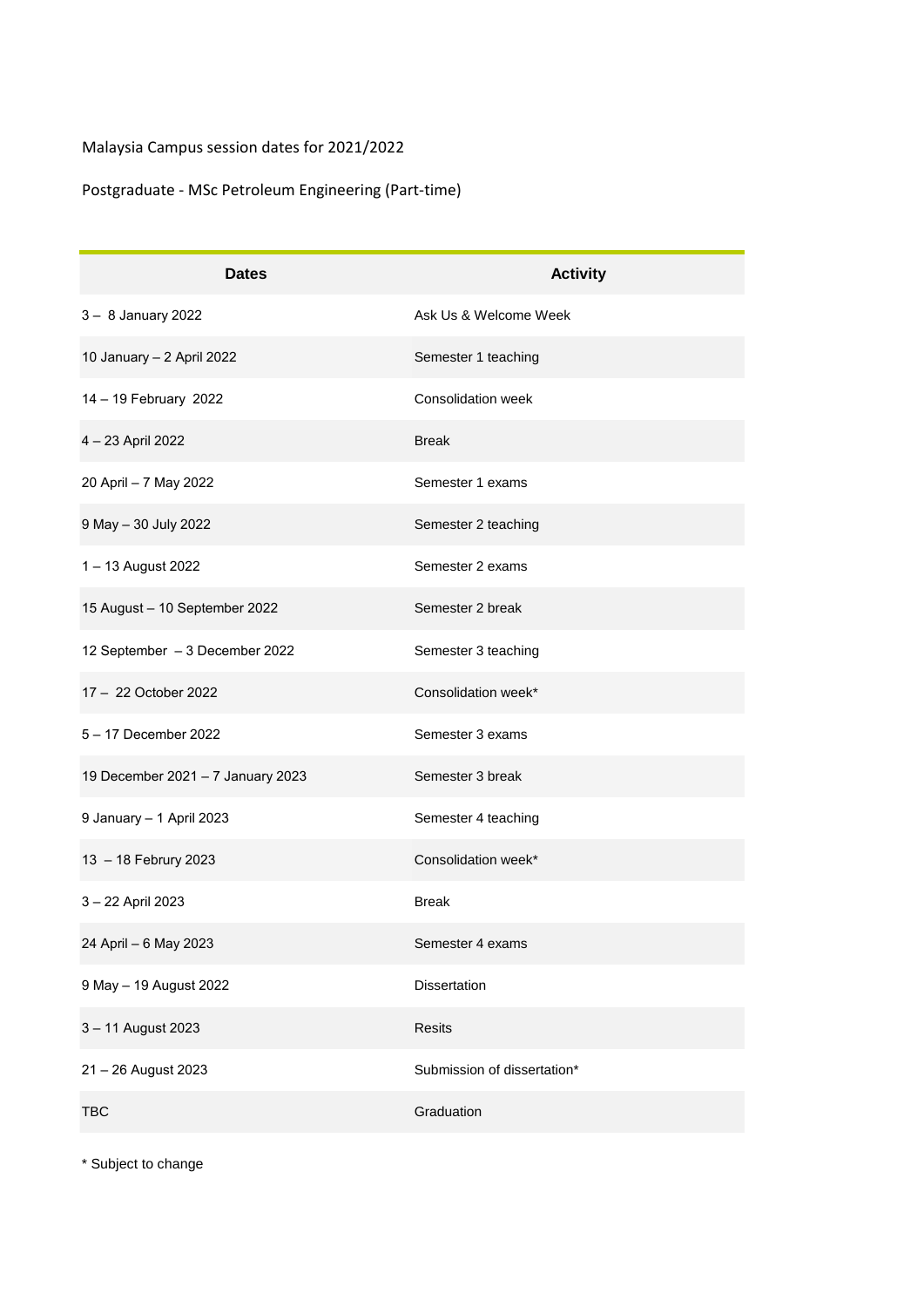Malaysia Campus session dates for 2021/2022

Postgraduate - MSc Petroleum Engineering (Part-time)

| Dates | Activity |
|---|---|
| 3 – 8 January 2022 | Ask Us & Welcome Week |
| 10 January – 2 April 2022 | Semester 1 teaching |
| 14 – 19 February 2022 | Consolidation week |
| 4 – 23 April 2022 | Break |
| 20 April – 7 May 2022 | Semester 1 exams |
| 9 May – 30 July 2022 | Semester 2 teaching |
| 1 – 13 August 2022 | Semester 2 exams |
| 15 August – 10 September 2022 | Semester 2 break |
| 12 September – 3 December 2022 | Semester 3 teaching |
| 17 – 22 October 2022 | Consolidation week* |
| 5 – 17 December 2022 | Semester 3 exams |
| 19 December 2021 – 7 January 2023 | Semester 3 break |
| 9 January – 1 April 2023 | Semester 4 teaching |
| 13 – 18 Februry 2023 | Consolidation week* |
| 3 – 22 April 2023 | Break |
| 24 April – 6 May 2023 | Semester 4 exams |
| 9 May – 19 August 2022 | Dissertation |
| 3 – 11 August 2023 | Resits |
| 21 – 26 August 2023 | Submission of dissertation* |
| TBC | Graduation |

* Subject to change